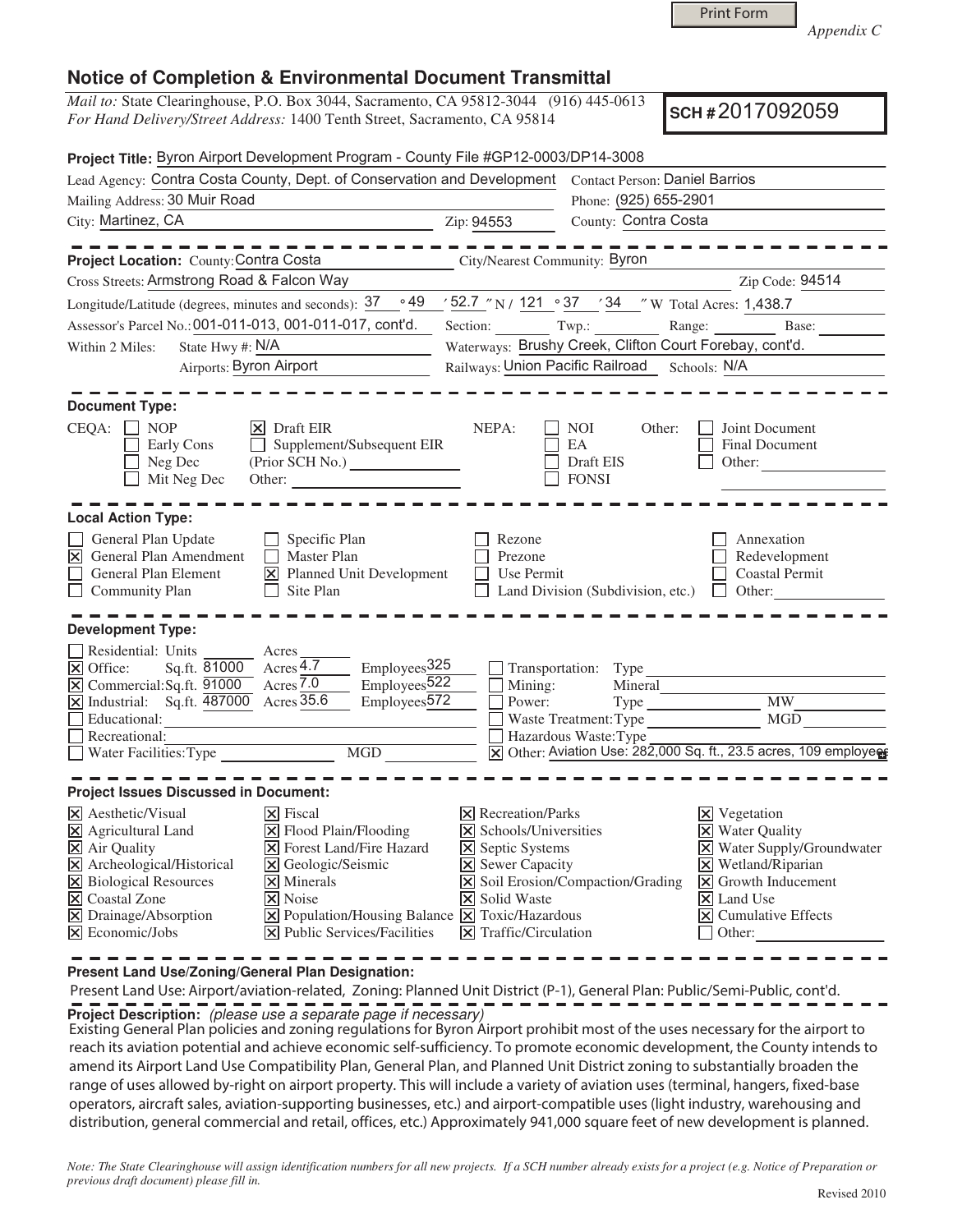Print Form

*Appendix C*

# Notice of Completion & Environmental Document Transmittal

*Mail to:* State Clearinghouse, P.O. Box 3044, Sacramento, CA 95812-3044 (916) 445-0613
*For Hand Delivery/Street Address:* 1400 Tenth Street, Sacramento, CA 95814

**SCH #** 2017092059

**Project Title:** Byron Airport Development Program - County File #GP12-0003/DP14-3008

Lead Agency: Contra Costa County, Dept. of Conservation and Development
Contact Person: Daniel Barrios
Mailing Address: 30 Muir Road
Phone: (925) 655-2901
City: Martinez, CA
Zip: 94553
County: Contra Costa

---

**Project Location:** County: Contra Costa
City/Nearest Community: Byron
Cross Streets: Armstrong Road & Falcon Way
Zip Code: 94514
Longitude/Latitude (degrees, minutes and seconds): 37 ° 49 ′ 52.7 ″ N / 121 ° 37 ′ 34 ″ W
Total Acres: 1,438.7
Assessor's Parcel No.: 001-011-013, 001-011-017, cont'd.
Section: Twp.: Range: Base:
Within 2 Miles: State Hwy #: N/A
Waterways: Brushy Creek, Clifton Court Forebay, cont'd.
Airports: Byron Airport
Railways: Union Pacific Railroad
Schools: N/A

---

**Document Type:**

CEQA:
- [ ] NOP
- [ ] Early Cons
- [ ] Neg Dec
- [ ] Mit Neg Dec
- [x] Draft EIR
- [ ] Supplement/Subsequent EIR (Prior SCH No.)
- Other:

NEPA:
- [ ] NOI
- [ ] EA
- [ ] Draft EIS
- [ ] FONSI

Other:
- [ ] Joint Document
- [ ] Final Document
- [ ] Other:

---

**Local Action Type:**

- [ ] General Plan Update
- [x] General Plan Amendment
- [ ] General Plan Element
- [ ] Community Plan
- [ ] Specific Plan
- [ ] Master Plan
- [x] Planned Unit Development
- [ ] Site Plan
- [ ] Rezone
- [ ] Prezone
- [ ] Use Permit
- [ ] Land Division (Subdivision, etc.)
- [ ] Annexation
- [ ] Redevelopment
- [ ] Coastal Permit
- [ ] Other:

---

**Development Type:**

- [ ] Residential: Units Acres
- [x] Office: Sq.ft. 81000 Acres 4.7 Employees 325
- [x] Commercial: Sq.ft. 91000 Acres 7.0 Employees 522
- [x] Industrial: Sq.ft. 487000 Acres 35.6 Employees 572
- [ ] Educational:
- [ ] Recreational:
- [ ] Water Facilities: Type MGD
- [ ] Transportation: Type
- [ ] Mining: Mineral
- [ ] Power: Type MW
- [ ] Waste Treatment: Type MGD
- [ ] Hazardous Waste: Type
- [x] Other: Aviation Use: 282,000 Sq. ft., 23.5 acres, 109 employees

---

**Project Issues Discussed in Document:**

- [x] Aesthetic/Visual
- [x] Agricultural Land
- [x] Air Quality
- [x] Archeological/Historical
- [x] Biological Resources
- [x] Coastal Zone
- [x] Drainage/Absorption
- [x] Economic/Jobs
- [x] Fiscal
- [x] Flood Plain/Flooding
- [x] Forest Land/Fire Hazard
- [x] Geologic/Seismic
- [x] Minerals
- [x] Noise
- [x] Population/Housing Balance
- [x] Public Services/Facilities
- [x] Recreation/Parks
- [x] Schools/Universities
- [x] Septic Systems
- [x] Sewer Capacity
- [x] Soil Erosion/Compaction/Grading
- [x] Solid Waste
- [x] Toxic/Hazardous
- [x] Traffic/Circulation
- [x] Vegetation
- [x] Water Quality
- [x] Water Supply/Groundwater
- [x] Wetland/Riparian
- [x] Growth Inducement
- [x] Land Use
- [x] Cumulative Effects
- [ ] Other:

---

**Present Land Use/Zoning/General Plan Designation:**

Present Land Use: Airport/aviation-related, Zoning: Planned Unit District (P-1), General Plan: Public/Semi-Public, cont'd.

**Project Description:** *(please use a separate page if necessary)*

Existing General Plan policies and zoning regulations for Byron Airport prohibit most of the uses necessary for the airport to reach its aviation potential and achieve economic self-sufficiency. To promote economic development, the County intends to amend its Airport Land Use Compatibility Plan, General Plan, and Planned Unit District zoning to substantially broaden the range of uses allowed by-right on airport property. This will include a variety of aviation uses (terminal, hangers, fixed-base operators, aircraft sales, aviation-supporting businesses, etc.) and airport-compatible uses (light industry, warehousing and distribution, general commercial and retail, offices, etc.) Approximately 941,000 square feet of new development is planned.

*Note: The State Clearinghouse will assign identification numbers for all new projects. If a SCH number already exists for a project (e.g. Notice of Preparation or previous draft document) please fill in.*

Revised 2010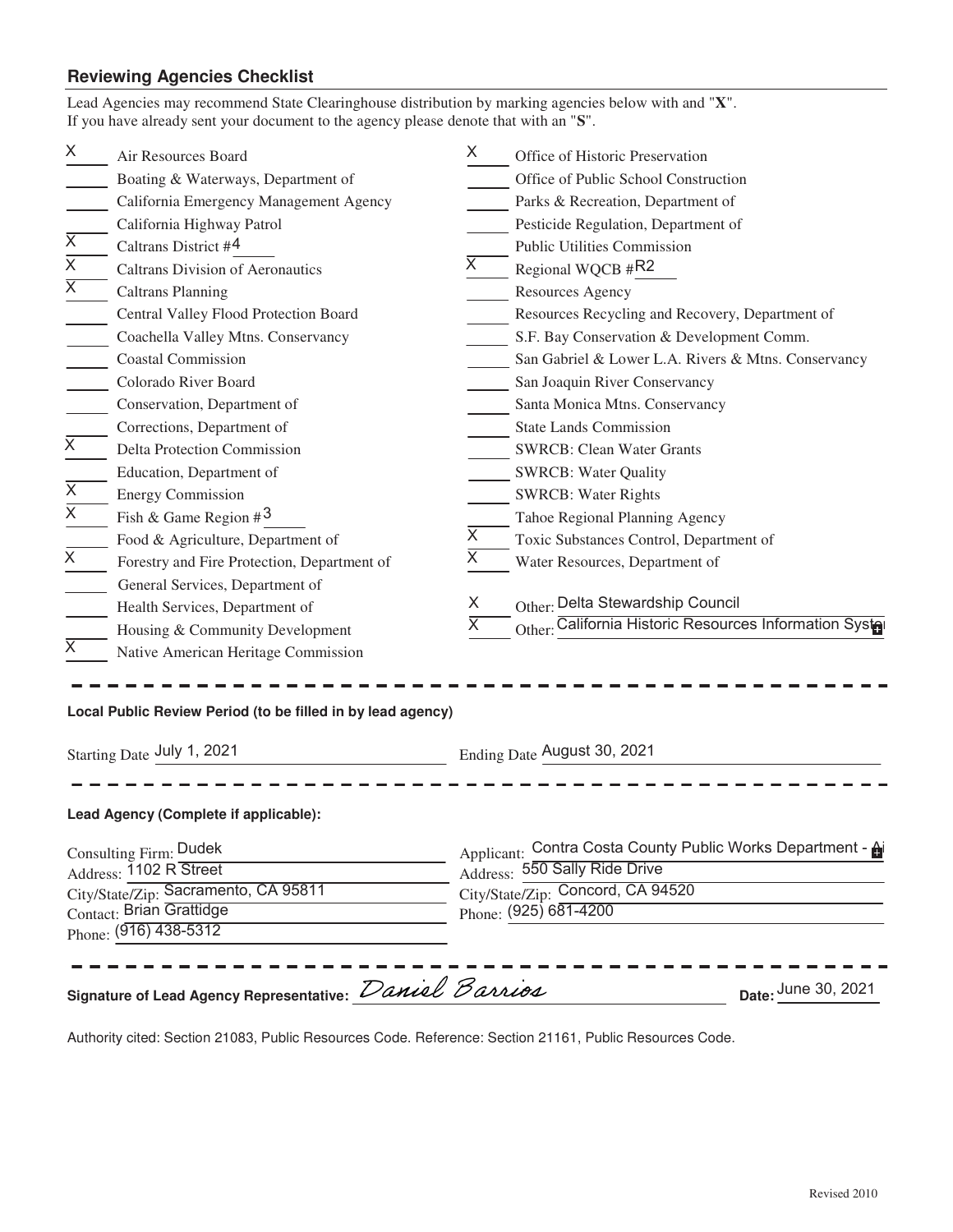## Reviewing Agencies Checklist

Lead Agencies may recommend State Clearinghouse distribution by marking agencies below with and "**X**".
If you have already sent your document to the agency please denote that with an "**S**".

| Mark | Agency | Mark | Agency |
|---|---|---|---|
| X | Air Resources Board | X | Office of Historic Preservation |
| | Boating & Waterways, Department of | | Office of Public School Construction |
| | California Emergency Management Agency | | Parks & Recreation, Department of |
| | California Highway Patrol | | Pesticide Regulation, Department of |
| X | Caltrans District # 4 | | Public Utilities Commission |
| X | Caltrans Division of Aeronautics | X | Regional WQCB # R2 |
| X | Caltrans Planning | | Resources Agency |
| | Central Valley Flood Protection Board | | Resources Recycling and Recovery, Department of |
| | Coachella Valley Mtns. Conservancy | | S.F. Bay Conservation & Development Comm. |
| | Coastal Commission | | San Gabriel & Lower L.A. Rivers & Mtns. Conservancy |
| | Colorado River Board | | San Joaquin River Conservancy |
| | Conservation, Department of | | Santa Monica Mtns. Conservancy |
| | Corrections, Department of | | State Lands Commission |
| X | Delta Protection Commission | | SWRCB: Clean Water Grants |
| | Education, Department of | | SWRCB: Water Quality |
| X | Energy Commission | | SWRCB: Water Rights |
| X | Fish & Game Region # 3 | | Tahoe Regional Planning Agency |
| | Food & Agriculture, Department of | X | Toxic Substances Control, Department of |
| X | Forestry and Fire Protection, Department of | X | Water Resources, Department of |
| | General Services, Department of | | |
| | Health Services, Department of | X | Other: Delta Stewardship Council |
| | Housing & Community Development | X | Other: California Historic Resources Information Syst |
| X | Native American Heritage Commission | | |

---

**Local Public Review Period (to be filled in by lead agency)**

Starting Date July 1, 2021 Ending Date August 30, 2021

---

**Lead Agency (Complete if applicable):**

Consulting Firm: Dudek
Address: 1102 R Street
City/State/Zip: Sacramento, CA 95811
Contact: Brian Grattidge
Phone: (916) 438-5312

Applicant: Contra Costa County Public Works Department - Ai
Address: 550 Sally Ride Drive
City/State/Zip: Concord, CA 94520
Phone: (925) 681-4200

---

**Signature of Lead Agency Representative:** *Daniel Barrios* **Date:** June 30, 2021

Authority cited: Section 21083, Public Resources Code. Reference: Section 21161, Public Resources Code.

Revised 2010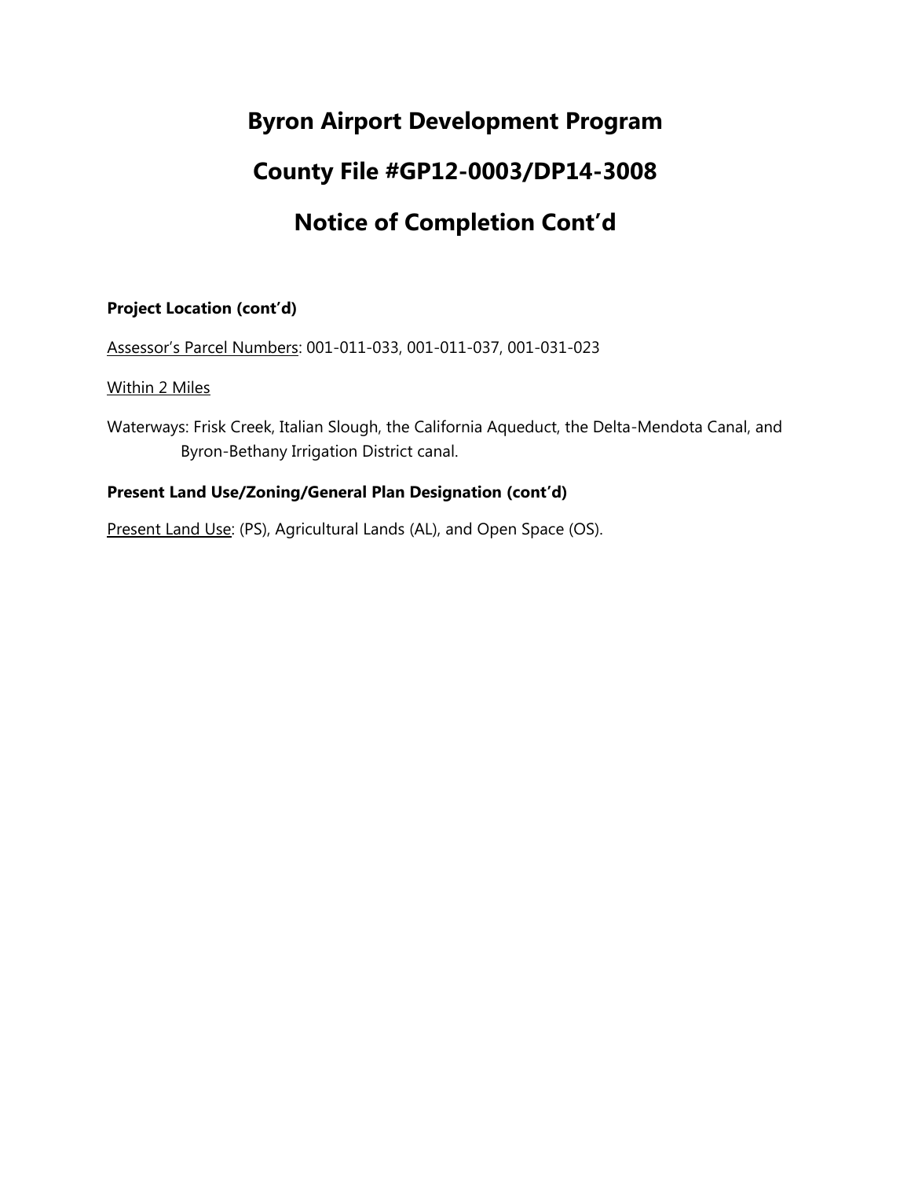# Byron Airport Development Program

# County File #GP12-0003/DP14-3008

# Notice of Completion Cont'd

**Project Location (cont'd)**

<u>Assessor's Parcel Numbers</u>: 001-011-033, 001-011-037, 001-031-023

<u>Within 2 Miles</u>

Waterways: Frisk Creek, Italian Slough, the California Aqueduct, the Delta-Mendota Canal, and Byron-Bethany Irrigation District canal.

**Present Land Use/Zoning/General Plan Designation (cont'd)**

<u>Present Land Use</u>: (PS), Agricultural Lands (AL), and Open Space (OS).